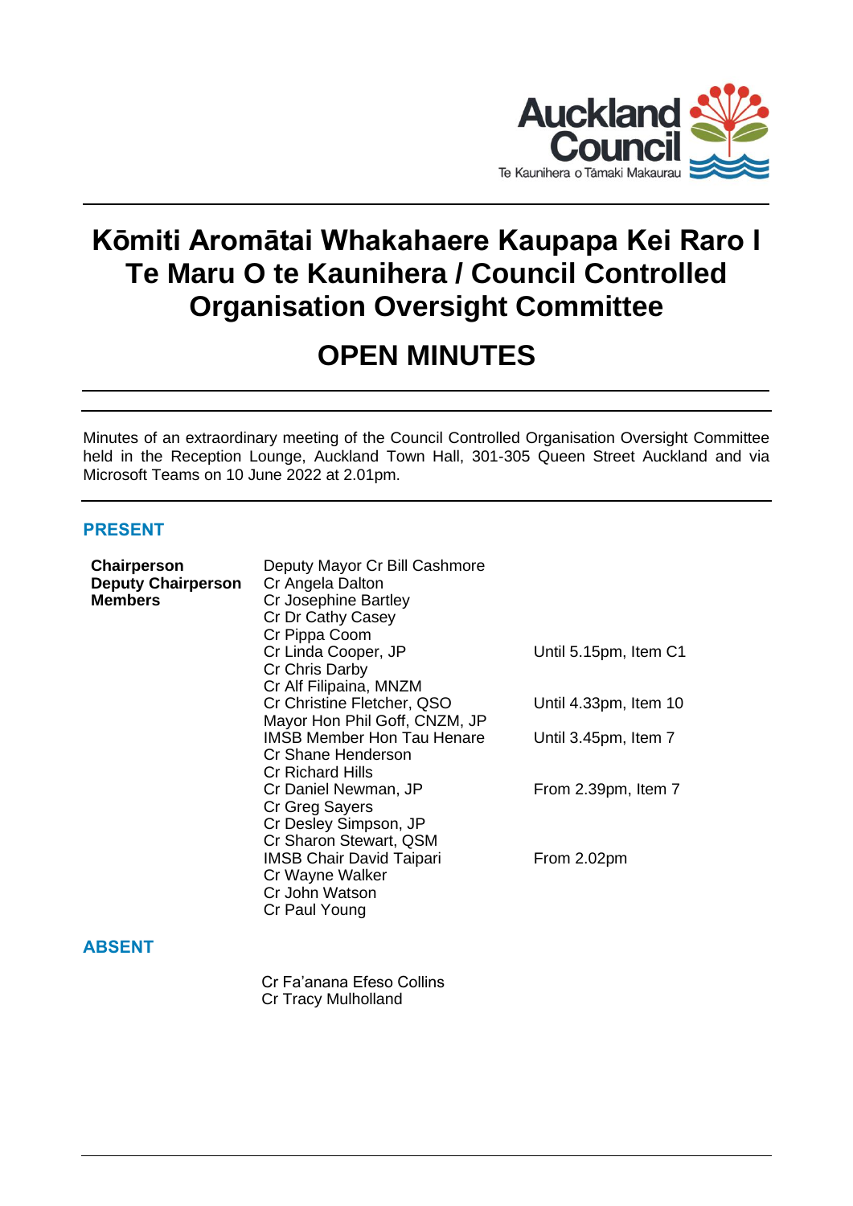# Kōmiti Aromātai Whakahaere Kaupapa Kei Raro I Te Maru O te Kaunihera / Council Controlled Organisation Oversight Committee

# OPEN MINUTES

Minutes of an extraordinary meeting of the Council Controlled Organisation Oversight Committee held in the Reception Lounge, Auckland Town Hall, 301-305 Queen Street Auckland and via Microsoft Teams on 10 June 2022 at 2.01pm.

## PRESENT

| | | |
|---|---|---|
| **Chairperson** | Deputy Mayor Cr Bill Cashmore | |
| **Deputy Chairperson** | Cr Angela Dalton | |
| **Members** | Cr Josephine Bartley | |
| | Cr Dr Cathy Casey | |
| | Cr Pippa Coom | |
| | Cr Linda Cooper, JP | Until 5.15pm, Item C1 |
| | Cr Chris Darby | |
| | Cr Alf Filipaina, MNZM | |
| | Cr Christine Fletcher, QSO | Until 4.33pm, Item 10 |
| | Mayor Hon Phil Goff, CNZM, JP | |
| | IMSB Member Hon Tau Henare | Until 3.45pm, Item 7 |
| | Cr Shane Henderson | |
| | Cr Richard Hills | |
| | Cr Daniel Newman, JP | From 2.39pm, Item 7 |
| | Cr Greg Sayers | |
| | Cr Desley Simpson, JP | |
| | Cr Sharon Stewart, QSM | |
| | IMSB Chair David Taipari | From 2.02pm |
| | Cr Wayne Walker | |
| | Cr John Watson | |
| | Cr Paul Young | |

## ABSENT

Cr Fa'anana Efeso Collins
Cr Tracy Mulholland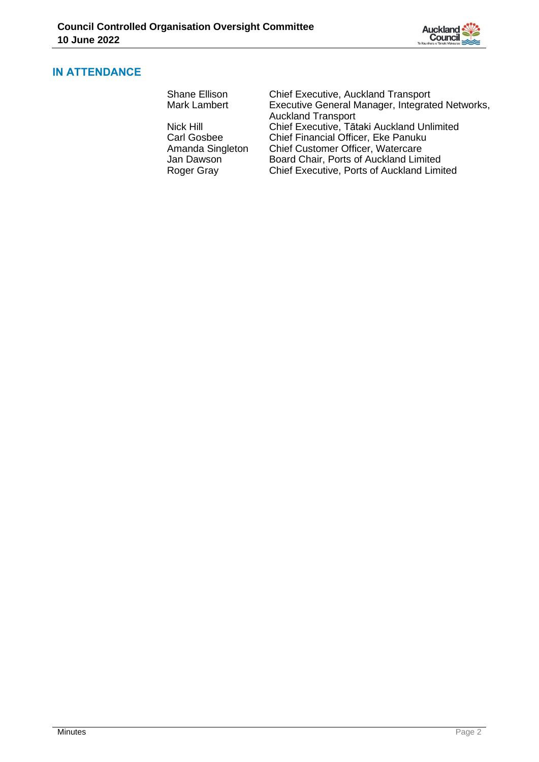## IN ATTENDANCE

| | |
|---|---|
| Shane Ellison | Chief Executive, Auckland Transport |
| Mark Lambert | Executive General Manager, Integrated Networks, Auckland Transport |
| Nick Hill | Chief Executive, Tātaki Auckland Unlimited |
| Carl Gosbee | Chief Financial Officer, Eke Panuku |
| Amanda Singleton | Chief Customer Officer, Watercare |
| Jan Dawson | Board Chair, Ports of Auckland Limited |
| Roger Gray | Chief Executive, Ports of Auckland Limited |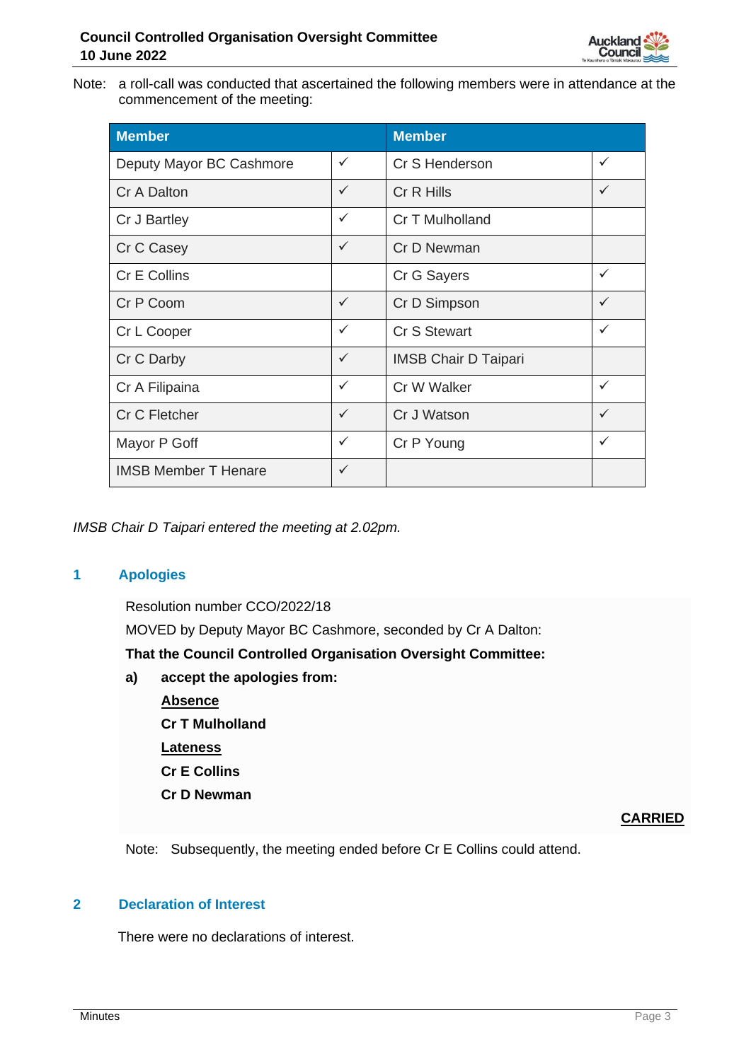Note: a roll-call was conducted that ascertained the following members were in attendance at the commencement of the meeting:

| Member | | Member | |
|---|---|---|---|
| Deputy Mayor BC Cashmore | ✓ | Cr S Henderson | ✓ |
| Cr A Dalton | ✓ | Cr R Hills | ✓ |
| Cr J Bartley | ✓ | Cr T Mulholland | |
| Cr C Casey | ✓ | Cr D Newman | |
| Cr E Collins | | Cr G Sayers | ✓ |
| Cr P Coom | ✓ | Cr D Simpson | ✓ |
| Cr L Cooper | ✓ | Cr S Stewart | ✓ |
| Cr C Darby | ✓ | IMSB Chair D Taipari | |
| Cr A Filipaina | ✓ | Cr W Walker | ✓ |
| Cr C Fletcher | ✓ | Cr J Watson | ✓ |
| Mayor P Goff | ✓ | Cr P Young | ✓ |
| IMSB Member T Henare | ✓ | | |

*IMSB Chair D Taipari entered the meeting at 2.02pm.*

## 1 Apologies

Resolution number CCO/2022/18

MOVED by Deputy Mayor BC Cashmore, seconded by Cr A Dalton:

**That the Council Controlled Organisation Oversight Committee:**

**a) accept the apologies from:**

**Absence**

**Cr T Mulholland**

**Lateness**

**Cr E Collins**

**Cr D Newman**

**CARRIED**

Note: Subsequently, the meeting ended before Cr E Collins could attend.

## 2 Declaration of Interest

There were no declarations of interest.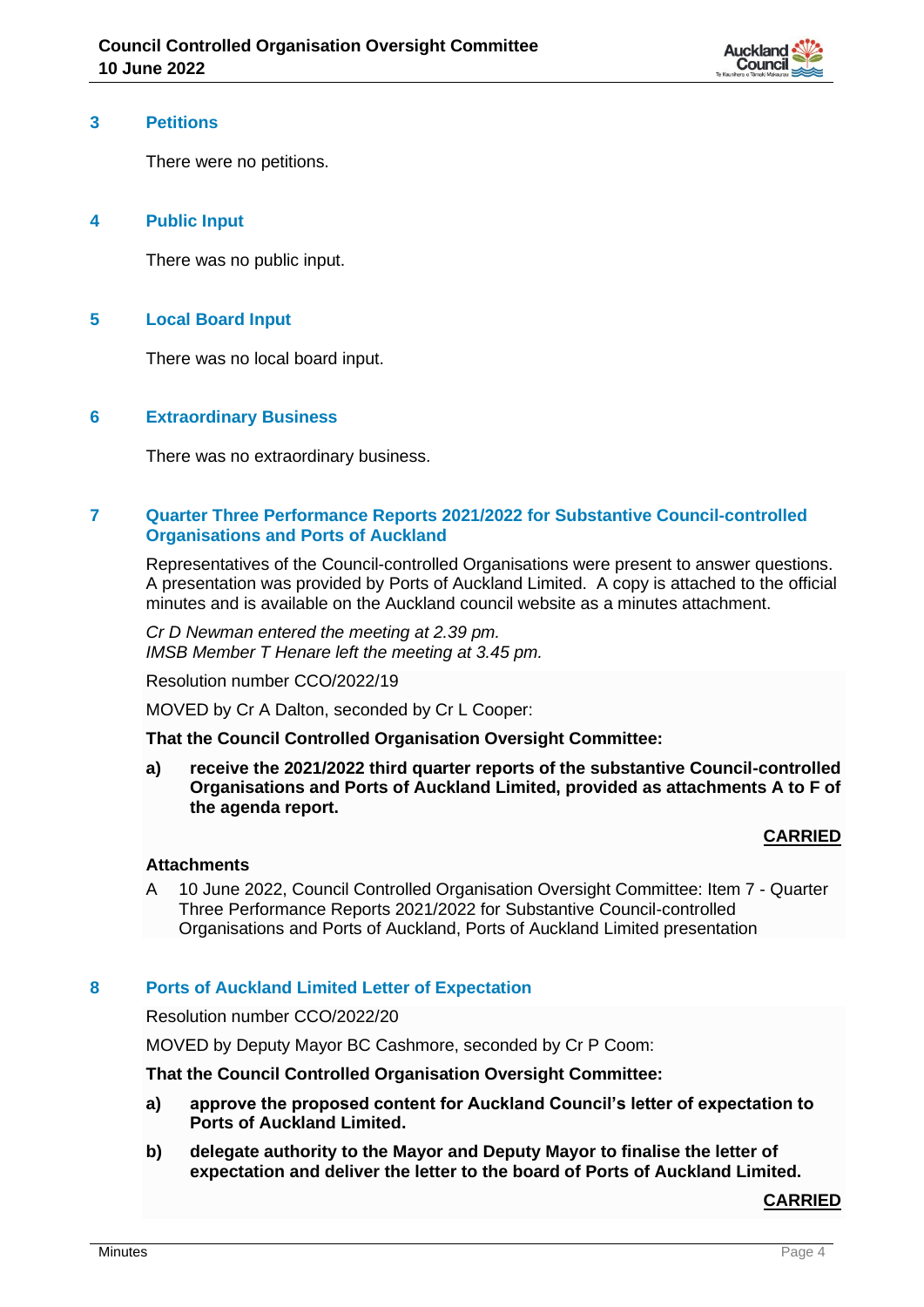## 3 Petitions

There were no petitions.

## 4 Public Input

There was no public input.

## 5 Local Board Input

There was no local board input.

## 6 Extraordinary Business

There was no extraordinary business.

## 7 Quarter Three Performance Reports 2021/2022 for Substantive Council-controlled Organisations and Ports of Auckland

Representatives of the Council-controlled Organisations were present to answer questions. A presentation was provided by Ports of Auckland Limited. A copy is attached to the official minutes and is available on the Auckland council website as a minutes attachment.

*Cr D Newman entered the meeting at 2.39 pm.*
*IMSB Member T Henare left the meeting at 3.45 pm.*

Resolution number CCO/2022/19

MOVED by Cr A Dalton, seconded by Cr L Cooper:

**That the Council Controlled Organisation Oversight Committee:**

**a) receive the 2021/2022 third quarter reports of the substantive Council-controlled Organisations and Ports of Auckland Limited, provided as attachments A to F of the agenda report.**

**CARRIED**

**Attachments**

A 10 June 2022, Council Controlled Organisation Oversight Committee: Item 7 - Quarter Three Performance Reports 2021/2022 for Substantive Council-controlled Organisations and Ports of Auckland, Ports of Auckland Limited presentation

## 8 Ports of Auckland Limited Letter of Expectation

Resolution number CCO/2022/20

MOVED by Deputy Mayor BC Cashmore, seconded by Cr P Coom:

**That the Council Controlled Organisation Oversight Committee:**

**a) approve the proposed content for Auckland Council's letter of expectation to Ports of Auckland Limited.**

**b) delegate authority to the Mayor and Deputy Mayor to finalise the letter of expectation and deliver the letter to the board of Ports of Auckland Limited.**

**CARRIED**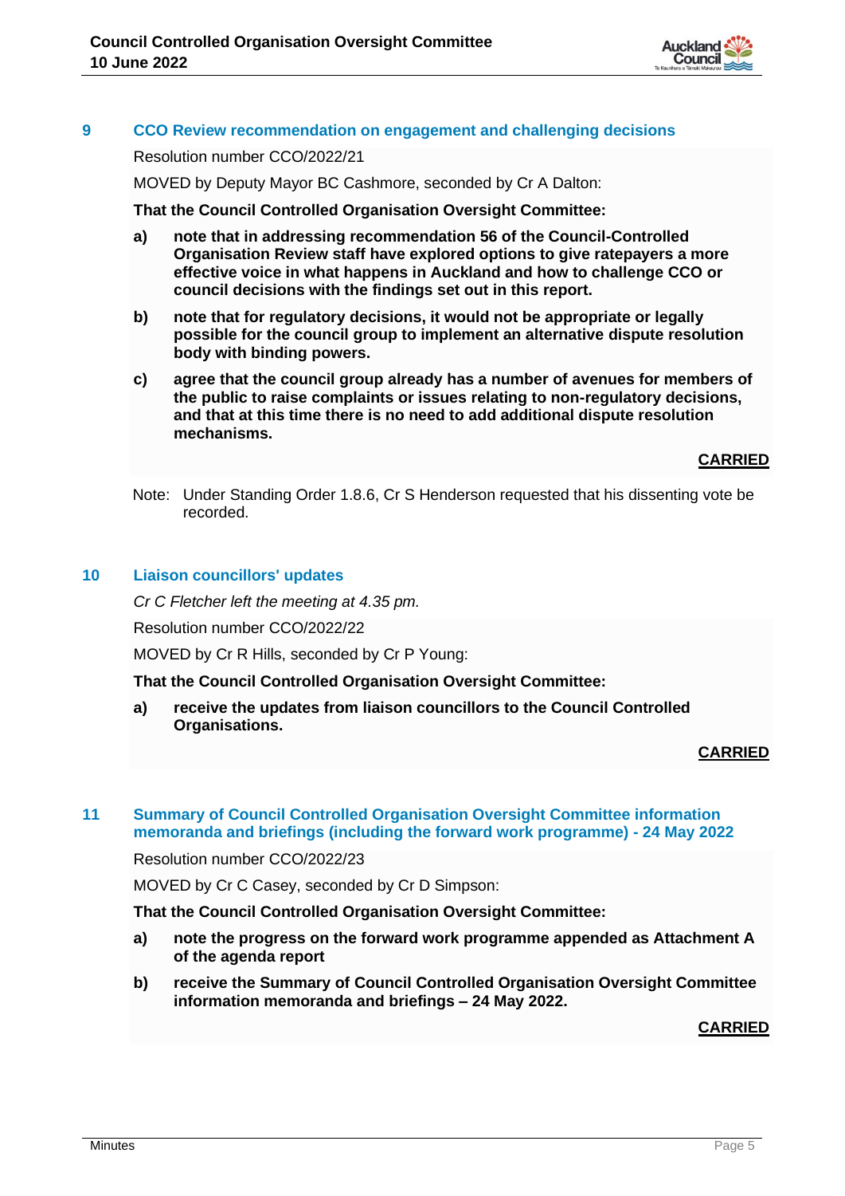## 9 CCO Review recommendation on engagement and challenging decisions

Resolution number CCO/2022/21

MOVED by Deputy Mayor BC Cashmore, seconded by Cr A Dalton:

**That the Council Controlled Organisation Oversight Committee:**

**a) note that in addressing recommendation 56 of the Council-Controlled Organisation Review staff have explored options to give ratepayers a more effective voice in what happens in Auckland and how to challenge CCO or council decisions with the findings set out in this report.**

**b) note that for regulatory decisions, it would not be appropriate or legally possible for the council group to implement an alternative dispute resolution body with binding powers.**

**c) agree that the council group already has a number of avenues for members of the public to raise complaints or issues relating to non-regulatory decisions, and that at this time there is no need to add additional dispute resolution mechanisms.**

**CARRIED**

Note: Under Standing Order 1.8.6, Cr S Henderson requested that his dissenting vote be recorded.

## 10 Liaison councillors' updates

*Cr C Fletcher left the meeting at 4.35 pm.*

Resolution number CCO/2022/22

MOVED by Cr R Hills, seconded by Cr P Young:

**That the Council Controlled Organisation Oversight Committee:**

**a) receive the updates from liaison councillors to the Council Controlled Organisations.**

**CARRIED**

## 11 Summary of Council Controlled Organisation Oversight Committee information memoranda and briefings (including the forward work programme) - 24 May 2022

Resolution number CCO/2022/23

MOVED by Cr C Casey, seconded by Cr D Simpson:

**That the Council Controlled Organisation Oversight Committee:**

**a) note the progress on the forward work programme appended as Attachment A of the agenda report**

**b) receive the Summary of Council Controlled Organisation Oversight Committee information memoranda and briefings – 24 May 2022.**

**CARRIED**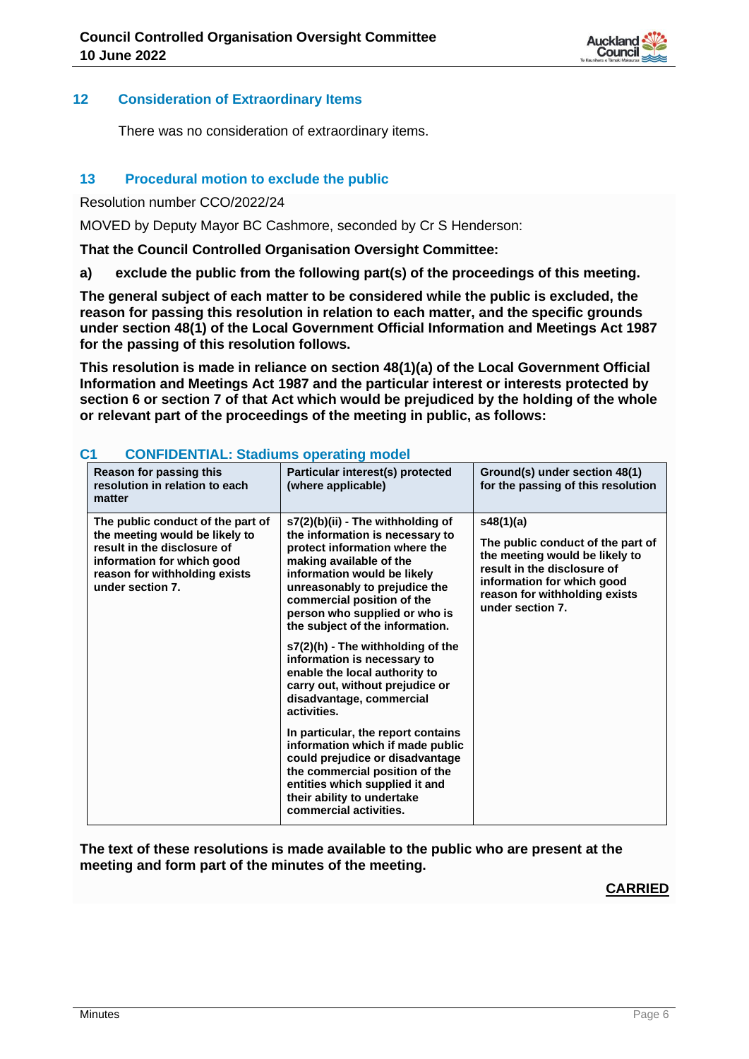## 12 Consideration of Extraordinary Items

There was no consideration of extraordinary items.

## 13 Procedural motion to exclude the public

Resolution number CCO/2022/24

MOVED by Deputy Mayor BC Cashmore, seconded by Cr S Henderson:

**That the Council Controlled Organisation Oversight Committee:**

**a) exclude the public from the following part(s) of the proceedings of this meeting.**

**The general subject of each matter to be considered while the public is excluded, the reason for passing this resolution in relation to each matter, and the specific grounds under section 48(1) of the Local Government Official Information and Meetings Act 1987 for the passing of this resolution follows.**

**This resolution is made in reliance on section 48(1)(a) of the Local Government Official Information and Meetings Act 1987 and the particular interest or interests protected by section 6 or section 7 of that Act which would be prejudiced by the holding of the whole or relevant part of the proceedings of the meeting in public, as follows:**

### C1 CONFIDENTIAL: Stadiums operating model

| Reason for passing this resolution in relation to each matter | Particular interest(s) protected (where applicable) | Ground(s) under section 48(1) for the passing of this resolution |
|---|---|---|
| The public conduct of the part of the meeting would be likely to result in the disclosure of information for which good reason for withholding exists under section 7. | s7(2)(b)(ii) - The withholding of the information is necessary to protect information where the making available of the information would be likely unreasonably to prejudice the commercial position of the person who supplied or who is the subject of the information.<br><br>s7(2)(h) - The withholding of the information is necessary to enable the local authority to carry out, without prejudice or disadvantage, commercial activities.<br><br>In particular, the report contains information which if made public could prejudice or disadvantage the commercial position of the entities which supplied it and their ability to undertake commercial activities. | s48(1)(a)<br><br>The public conduct of the part of the meeting would be likely to result in the disclosure of information for which good reason for withholding exists under section 7. |

**The text of these resolutions is made available to the public who are present at the meeting and form part of the minutes of the meeting.**

**CARRIED**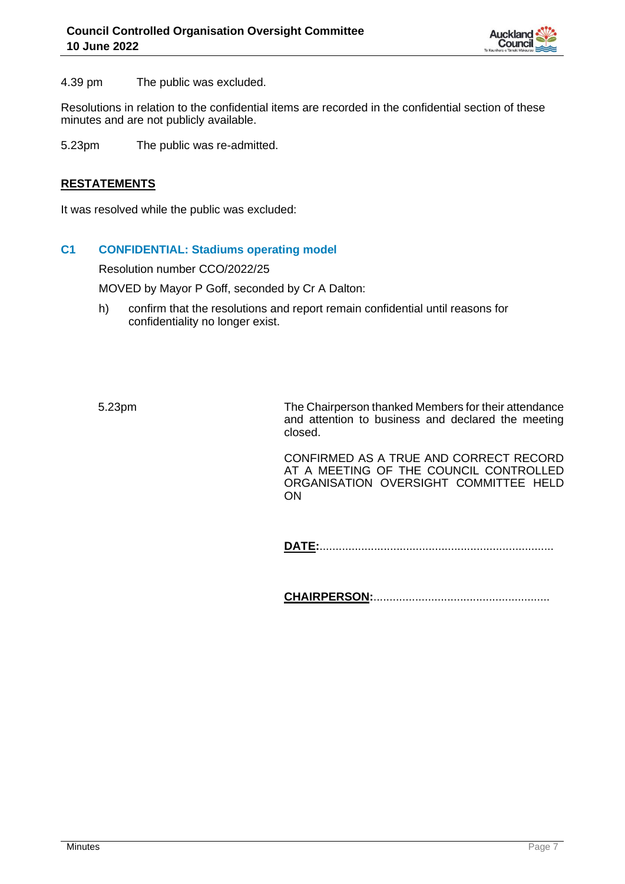4.39 pm The public was excluded.

Resolutions in relation to the confidential items are recorded in the confidential section of these minutes and are not publicly available.

5.23pm The public was re-admitted.

**RESTATEMENTS**

It was resolved while the public was excluded:

### C1 CONFIDENTIAL: Stadiums operating model

Resolution number CCO/2022/25

MOVED by Mayor P Goff, seconded by Cr A Dalton:

h) confirm that the resolutions and report remain confidential until reasons for confidentiality no longer exist.

5.23pm The Chairperson thanked Members for their attendance and attention to business and declared the meeting closed.

CONFIRMED AS A TRUE AND CORRECT RECORD AT A MEETING OF THE COUNCIL CONTROLLED ORGANISATION OVERSIGHT COMMITTEE HELD ON

**DATE:**.........................................................................

**CHAIRPERSON:**.......................................................